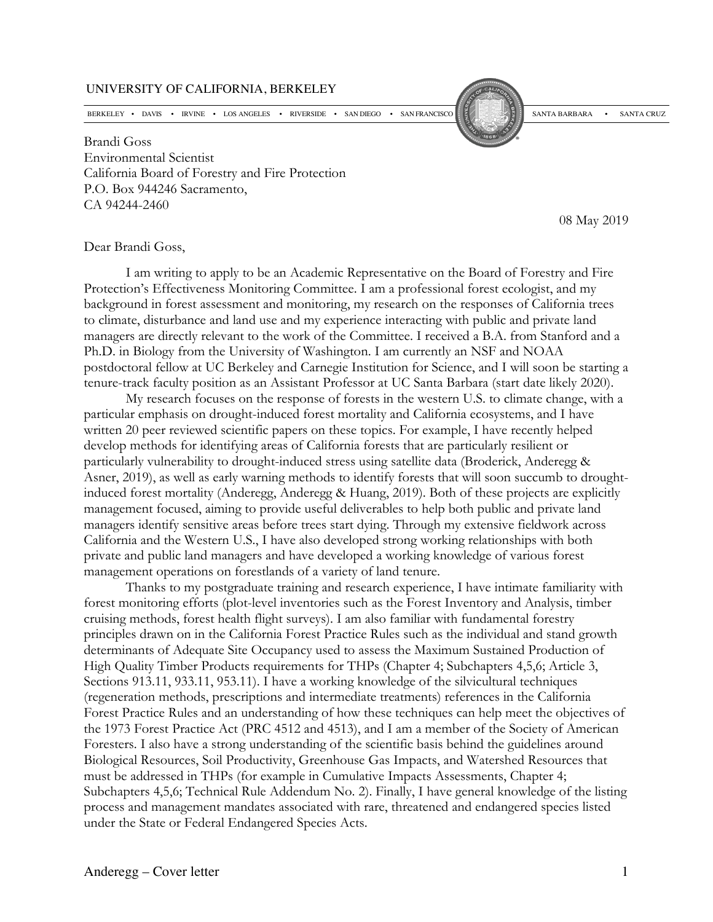UNIVERSITY OF CALIFORNIA, BERKELEY

BERKELEY • DAVIS • IRVINE • LOS ANGELES • RIVERSIDE • SAN DIEGO • SAN FRANCISCO    SANTA BARBARA • SANTA CRUZ

Brandi Goss
Environmental Scientist
California Board of Forestry and Fire Protection
P.O. Box 944246 Sacramento,
CA 94244-2460

08 May 2019

Dear Brandi Goss,

I am writing to apply to be an Academic Representative on the Board of Forestry and Fire Protection's Effectiveness Monitoring Committee. I am a professional forest ecologist, and my background in forest assessment and monitoring, my research on the responses of California trees to climate, disturbance and land use and my experience interacting with public and private land managers are directly relevant to the work of the Committee. I received a B.A. from Stanford and a Ph.D. in Biology from the University of Washington. I am currently an NSF and NOAA postdoctoral fellow at UC Berkeley and Carnegie Institution for Science, and I will soon be starting a tenure-track faculty position as an Assistant Professor at UC Santa Barbara (start date likely 2020).

My research focuses on the response of forests in the western U.S. to climate change, with a particular emphasis on drought-induced forest mortality and California ecosystems, and I have written 20 peer reviewed scientific papers on these topics. For example, I have recently helped develop methods for identifying areas of California forests that are particularly resilient or particularly vulnerability to drought-induced stress using satellite data (Broderick, Anderegg & Asner, 2019), as well as early warning methods to identify forests that will soon succumb to drought-induced forest mortality (Anderegg, Anderegg & Huang, 2019). Both of these projects are explicitly management focused, aiming to provide useful deliverables to help both public and private land managers identify sensitive areas before trees start dying. Through my extensive fieldwork across California and the Western U.S., I have also developed strong working relationships with both private and public land managers and have developed a working knowledge of various forest management operations on forestlands of a variety of land tenure.

Thanks to my postgraduate training and research experience, I have intimate familiarity with forest monitoring efforts (plot-level inventories such as the Forest Inventory and Analysis, timber cruising methods, forest health flight surveys). I am also familiar with fundamental forestry principles drawn on in the California Forest Practice Rules such as the individual and stand growth determinants of Adequate Site Occupancy used to assess the Maximum Sustained Production of High Quality Timber Products requirements for THPs (Chapter 4; Subchapters 4,5,6; Article 3, Sections 913.11, 933.11, 953.11). I have a working knowledge of the silvicultural techniques (regeneration methods, prescriptions and intermediate treatments) references in the California Forest Practice Rules and an understanding of how these techniques can help meet the objectives of the 1973 Forest Practice Act (PRC 4512 and 4513), and I am a member of the Society of American Foresters. I also have a strong understanding of the scientific basis behind the guidelines around Biological Resources, Soil Productivity, Greenhouse Gas Impacts, and Watershed Resources that must be addressed in THPs (for example in Cumulative Impacts Assessments, Chapter 4; Subchapters 4,5,6; Technical Rule Addendum No. 2). Finally, I have general knowledge of the listing process and management mandates associated with rare, threatened and endangered species listed under the State or Federal Endangered Species Acts.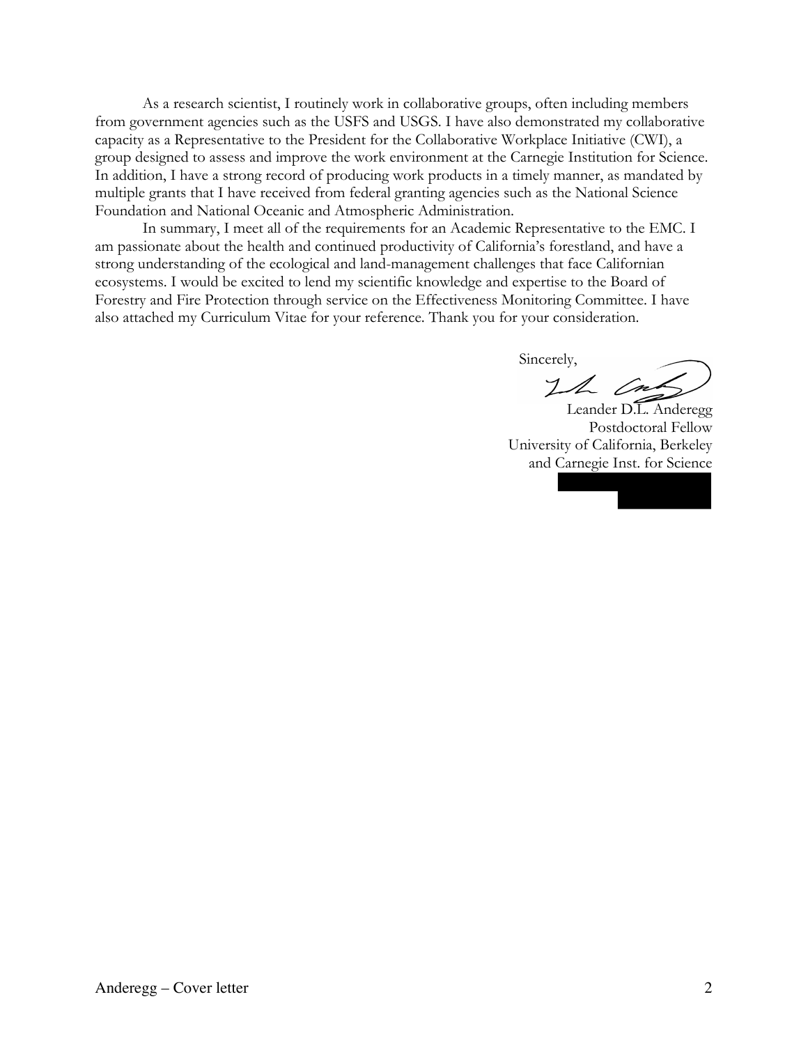As a research scientist, I routinely work in collaborative groups, often including members from government agencies such as the USFS and USGS. I have also demonstrated my collaborative capacity as a Representative to the President for the Collaborative Workplace Initiative (CWI), a group designed to assess and improve the work environment at the Carnegie Institution for Science. In addition, I have a strong record of producing work products in a timely manner, as mandated by multiple grants that I have received from federal granting agencies such as the National Science Foundation and National Oceanic and Atmospheric Administration.

In summary, I meet all of the requirements for an Academic Representative to the EMC. I am passionate about the health and continued productivity of California's forestland, and have a strong understanding of the ecological and land-management challenges that face Californian ecosystems. I would be excited to lend my scientific knowledge and expertise to the Board of Forestry and Fire Protection through service on the Effectiveness Monitoring Committee. I have also attached my Curriculum Vitae for your reference. Thank you for your consideration.

Sincerely,

Leander D.L. Anderegg
Postdoctoral Fellow
University of California, Berkeley
and Carnegie Inst. for Science